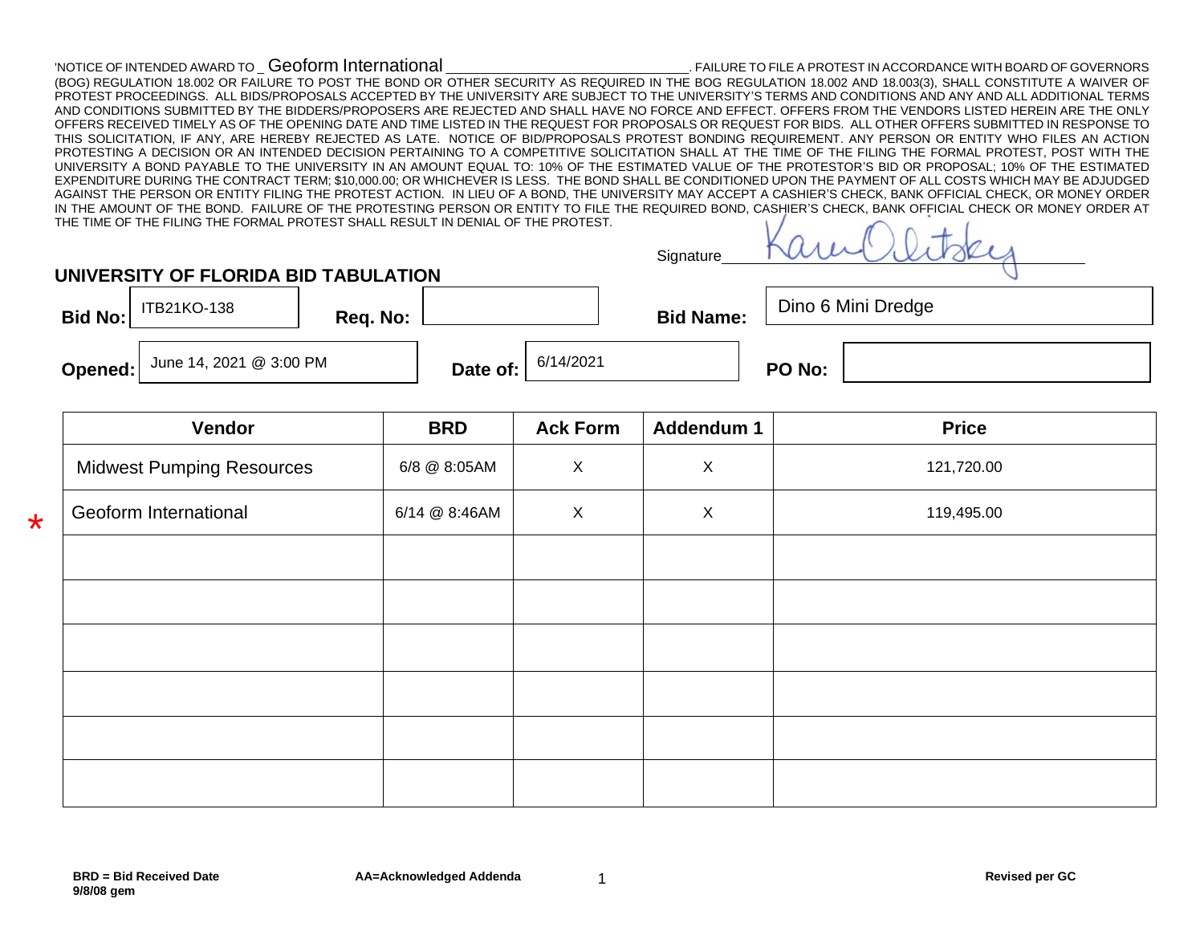'NOTICE OF INTENDED AWARD TO _ Geoform International ____________________________. FAILURE TO FILE A PROTEST IN ACCORDANCE WITH BOARD OF GOVERNORS (BOG) REGULATION 18.002 OR FAILURE TO POST THE BOND OR OTHER SECURITY AS REQUIRED IN THE BOG REGULATION 18.002 AND 18.003(3), SHALL CONSTITUTE A WAIVER OF PROTEST PROCEEDINGS. ALL BIDS/PROPOSALS ACCEPTED BY THE UNIVERSITY ARE SUBJECT TO THE UNIVERSITY'S TERMS AND CONDITIONS AND ANY AND ALL ADDITIONAL TERMS AND CONDITIONS SUBMITTED BY THE BIDDERS/PROPOSERS ARE REJECTED AND SHALL HAVE NO FORCE AND EFFECT. OFFERS FROM THE VENDORS LISTED HEREIN ARE THE ONLY OFFERS RECEIVED TIMELY AS OF THE OPENING DATE AND TIME LISTED IN THE REQUEST FOR PROPOSALS OR REQUEST FOR BIDS. ALL OTHER OFFERS SUBMITTED IN RESPONSE TO THIS SOLICITATION, IF ANY, ARE HEREBY REJECTED AS LATE. NOTICE OF BID/PROPOSALS PROTEST BONDING REQUIREMENT. ANY PERSON OR ENTITY WHO FILES AN ACTION PROTESTING A DECISION OR AN INTENDED DECISION PERTAINING TO A COMPETITIVE SOLICITATION SHALL AT THE TIME OF THE FILING THE FORMAL PROTEST, POST WITH THE UNIVERSITY A BOND PAYABLE TO THE UNIVERSITY IN AN AMOUNT EQUAL TO: 10% OF THE ESTIMATED VALUE OF THE PROTESTOR'S BID OR PROPOSAL; 10% OF THE ESTIMATED EXPENDITURE DURING THE CONTRACT TERM; $10,000.00; OR WHICHEVER IS LESS. THE BOND SHALL BE CONDITIONED UPON THE PAYMENT OF ALL COSTS WHICH MAY BE ADJUDGED AGAINST THE PERSON OR ENTITY FILING THE PROTEST ACTION. IN LIEU OF A BOND, THE UNIVERSITY MAY ACCEPT A CASHIER'S CHECK, BANK OFFICIAL CHECK, OR MONEY ORDER IN THE AMOUNT OF THE BOND. FAILURE OF THE PROTESTING PERSON OR ENTITY TO FILE THE REQUIRED BOND, CASHIER'S CHECK, BANK OFFICIAL CHECK OR MONEY ORDER AT THE TIME OF THE FILING THE FORMAL PROTEST SHALL RESULT IN DENIAL OF THE PROTEST.

Signature: Karen Olitsky

## UNIVERSITY OF FLORIDA BID TABULATION

**Bid No:** ITB21KO-138 **Req. No:** **Bid Name:** Dino 6 Mini Dredge

**Opened:** June 14, 2021 @ 3:00 PM **Date of:** 6/14/2021 **PO No:**

| | Vendor | BRD | Ack Form | Addendum 1 | Price |
|---|---|---|---|---|---|
| | Midwest Pumping Resources | 6/8 @ 8:05AM | X | X | 121,720.00 |
| * | Geoform International | 6/14 @ 8:46AM | X | X | 119,495.00 |
| | | | | | |
| | | | | | |
| | | | | | |
| | | | | | |
| | | | | | |
| | | | | | |

**BRD = Bid Received Date**
**9/8/08 gem**

**AA=Acknowledged Addenda**

**Revised per GC**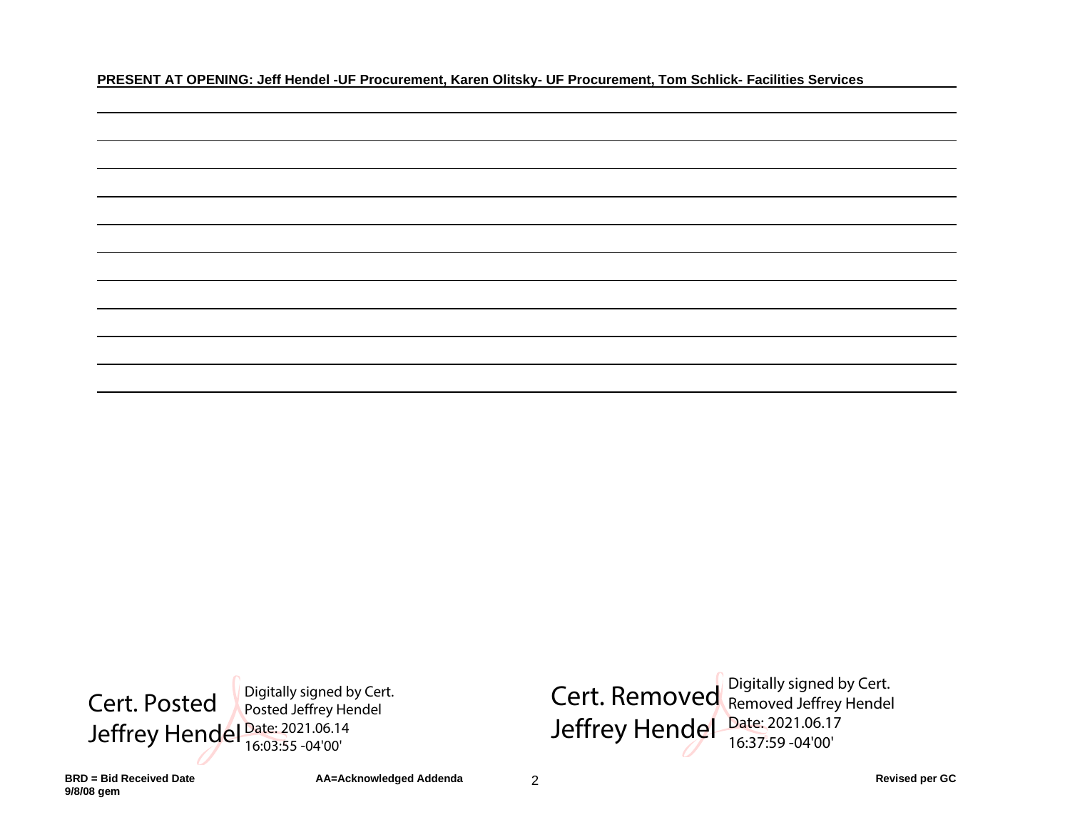**PRESENT AT OPENING: Jeff Hendel -UF Procurement, Karen Olitsky- UF Procurement, Tom Schlick- Facilities Services**

Cert. Posted Jeffrey Hendel — Digitally signed by Cert. Posted Jeffrey Hendel Date: 2021.06.14 16:03:55 -04'00'

Cert. Removed Jeffrey Hendel — Digitally signed by Cert. Removed Jeffrey Hendel Date: 2021.06.17 16:37:59 -04'00'

**BRD = Bid Received Date** **AA=Acknowledged Addenda** **Revised per GC**

**9/8/08 gem**